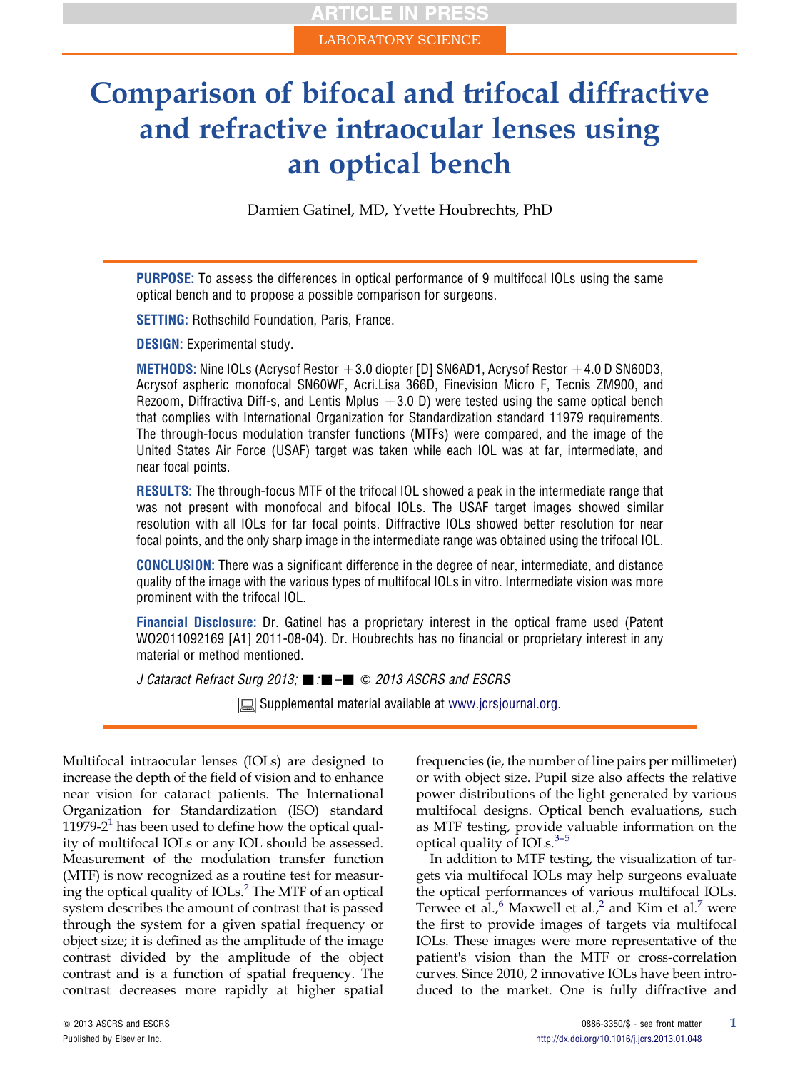LABORATORY SCIENCE

# Comparison of bifocal and trifocal diffractive and refractive intraocular lenses using an optical bench

Damien Gatinel, MD, Yvette Houbrechts, PhD

**PURPOSE:** To assess the differences in optical performance of 9 multifocal IOLs using the same optical bench and to propose a possible comparison for surgeons.

**SETTING:** Rothschild Foundation, Paris, France.

**DESIGN:** Experimental study.

**METHODS:** Nine IOLs (Acrysof Restor +3.0 diopter [D] SN6AD1, Acrysof Restor +4.0 D SN60D3, Acrysof aspheric monofocal SN60WF, Acri.Lisa 366D, Finevision Micro F, Tecnis ZM900, and Rezoom, Diffractiva Diff-s, and Lentis Mplus +3.0 D) were tested using the same optical bench that complies with International Organization for Standardization standard 11979 requirements. The through-focus modulation transfer functions (MTFs) were compared, and the image of the United States Air Force (USAF) target was taken while each IOL was at far, intermediate, and near focal points.

**RESULTS:** The through-focus MTF of the trifocal IOL showed a peak in the intermediate range that was not present with monofocal and bifocal IOLs. The USAF target images showed similar resolution with all IOLs for far focal points. Diffractive IOLs showed better resolution for near focal points, and the only sharp image in the intermediate range was obtained using the trifocal IOL.

**CONCLUSION:** There was a significant difference in the degree of near, intermediate, and distance quality of the image with the various types of multifocal IOLs in vitro. Intermediate vision was more prominent with the trifocal IOL.

**Financial Disclosure:** Dr. Gatinel has a proprietary interest in the optical frame used (Patent WO2011092169 [A1] 2011-08-04). Dr. Houbrechts has no financial or proprietary interest in any material or method mentioned.

*J Cataract Refract Surg 2013; ■:■–■* © 2013 ASCRS and ESCRS

Supplemental material available at www.jcrsjournal.org.

Multifocal intraocular lenses (IOLs) are designed to increase the depth of the field of vision and to enhance near vision for cataract patients. The International Organization for Standardization (ISO) standard 11979-2[1] has been used to define how the optical quality of multifocal IOLs or any IOL should be assessed. Measurement of the modulation transfer function (MTF) is now recognized as a routine test for measuring the optical quality of IOLs.[2] The MTF of an optical system describes the amount of contrast that is passed through the system for a given spatial frequency or object size; it is defined as the amplitude of the image contrast divided by the amplitude of the object contrast and is a function of spatial frequency. The contrast decreases more rapidly at higher spatial frequencies (ie, the number of line pairs per millimeter) or with object size. Pupil size also affects the relative power distributions of the light generated by various multifocal designs. Optical bench evaluations, such as MTF testing, provide valuable information on the optical quality of IOLs.[3–5]

In addition to MTF testing, the visualization of targets via multifocal IOLs may help surgeons evaluate the optical performances of various multifocal IOLs. Terwee et al.,[6] Maxwell et al.,[2] and Kim et al.[7] were the first to provide images of targets via multifocal IOLs. These images were more representative of the patient's vision than the MTF or cross-correlation curves. Since 2010, 2 innovative IOLs have been introduced to the market. One is fully diffractive and

© 2013 ASCRS and ESCRS
Published by Elsevier Inc.

0886-3350/$ - see front matter
http://dx.doi.org/10.1016/j.jcrs.2013.01.048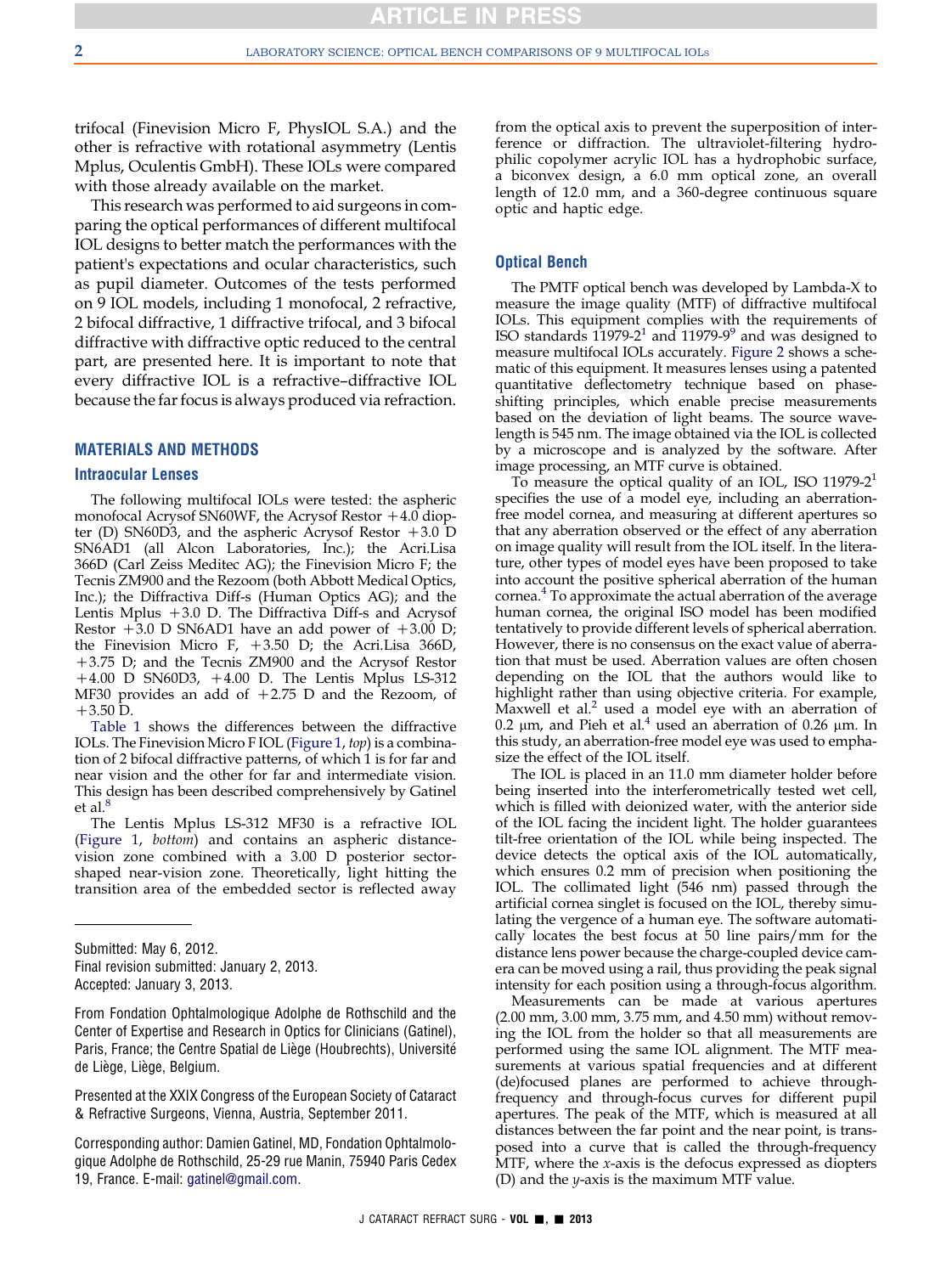trifocal (Finevision Micro F, PhysIOL S.A.) and the other is refractive with rotational asymmetry (Lentis Mplus, Oculentis GmbH). These IOLs were compared with those already available on the market.

This research was performed to aid surgeons in comparing the optical performances of different multifocal IOL designs to better match the performances with the patient's expectations and ocular characteristics, such as pupil diameter. Outcomes of the tests performed on 9 IOL models, including 1 monofocal, 2 refractive, 2 bifocal diffractive, 1 diffractive trifocal, and 3 bifocal diffractive with diffractive optic reduced to the central part, are presented here. It is important to note that every diffractive IOL is a refractive–diffractive IOL because the far focus is always produced via refraction.

## MATERIALS AND METHODS

### Intraocular Lenses

The following multifocal IOLs were tested: the aspheric monofocal Acrysof SN60WF, the Acrysof Restor +4.0 diopter (D) SN60D3, and the aspheric Acrysof Restor +3.0 D SN6AD1 (all Alcon Laboratories, Inc.); the Acri.Lisa 366D (Carl Zeiss Meditec AG); the Finevision Micro F; the Tecnis ZM900 and the Rezoom (both Abbott Medical Optics, Inc.); the Diffractiva Diff-s (Human Optics AG); and the Lentis Mplus +3.0 D. The Diffractiva Diff-s and Acrysof Restor +3.0 D SN6AD1 have an add power of +3.00 D; the Finevision Micro F, +3.50 D; the Acri.Lisa 366D, +3.75 D; and the Tecnis ZM900 and the Acrysof Restor +4.00 D SN60D3, +4.00 D. The Lentis Mplus LS-312 MF30 provides an add of +2.75 D and the Rezoom, of +3.50 D.

Table 1 shows the differences between the diffractive IOLs. The Finevision Micro F IOL (Figure 1, *top*) is a combination of 2 bifocal diffractive patterns, of which 1 is for far and near vision and the other for far and intermediate vision. This design has been described comprehensively by Gatinel et al.[8]

The Lentis Mplus LS-312 MF30 is a refractive IOL (Figure 1, *bottom*) and contains an aspheric distance-vision zone combined with a 3.00 D posterior sector-shaped near-vision zone. Theoretically, light hitting the transition area of the embedded sector is reflected away from the optical axis to prevent the superposition of interference or diffraction. The ultraviolet-filtering hydrophilic copolymer acrylic IOL has a hydrophobic surface, a biconvex design, a 6.0 mm optical zone, an overall length of 12.0 mm, and a 360-degree continuous square optic and haptic edge.

### Optical Bench

The PMTF optical bench was developed by Lambda-X to measure the image quality (MTF) of diffractive multifocal IOLs. This equipment complies with the requirements of ISO standards 11979-2[1] and 11979-9[9] and was designed to measure multifocal IOLs accurately. Figure 2 shows a schematic of this equipment. It measures lenses using a patented quantitative deflectometry technique based on phase-shifting principles, which enable precise measurements based on the deviation of light beams. The source wavelength is 545 nm. The image obtained via the IOL is collected by a microscope and is analyzed by the software. After image processing, an MTF curve is obtained.

To measure the optical quality of an IOL, ISO 11979-2[1] specifies the use of a model eye, including an aberration-free model cornea, and measuring at different apertures so that any aberration observed or the effect of any aberration on image quality will result from the IOL itself. In the literature, other types of model eyes have been proposed to take into account the positive spherical aberration of the human cornea.[4] To approximate the actual aberration of the average human cornea, the original ISO model has been modified tentatively to provide different levels of spherical aberration. However, there is no consensus on the exact value of aberration that must be used. Aberration values are often chosen depending on the IOL that the authors would like to highlight rather than using objective criteria. For example, Maxwell et al.[2] used a model eye with an aberration of 0.2 μm, and Pieh et al.[4] used an aberration of 0.26 μm. In this study, an aberration-free model eye was used to emphasize the effect of the IOL itself.

The IOL is placed in an 11.0 mm diameter holder before being inserted into the interferometrically tested wet cell, which is filled with deionized water, with the anterior side of the IOL facing the incident light. The holder guarantees tilt-free orientation of the IOL while being inspected. The device detects the optical axis of the IOL automatically, which ensures 0.2 mm of precision when positioning the IOL. The collimated light (546 nm) passed through the artificial cornea singlet is focused on the IOL, thereby simulating the vergence of a human eye. The software automatically locates the best focus at 50 line pairs/mm for the distance lens power because the charge-coupled device camera can be moved using a rail, thus providing the peak signal intensity for each position using a through-focus algorithm.

Measurements can be made at various apertures (2.00 mm, 3.00 mm, 3.75 mm, and 4.50 mm) without removing the IOL from the holder so that all measurements are performed using the same IOL alignment. The MTF measurements at various spatial frequencies and at different (de)focused planes are performed to achieve through-frequency and through-focus curves for different pupil apertures. The peak of the MTF, which is measured at all distances between the far point and the near point, is transposed into a curve that is called the through-frequency MTF, where the $x$-axis is the defocus expressed as diopters (D) and the $y$-axis is the maximum MTF value.

---

Submitted: May 6, 2012.
Final revision submitted: January 2, 2013.
Accepted: January 3, 2013.

From Fondation Ophtalmologique Adolphe de Rothschild and the Center of Expertise and Research in Optics for Clinicians (Gatinel), Paris, France; the Centre Spatial de Liège (Houbrechts), Université de Liège, Liège, Belgium.

Presented at the XXIX Congress of the European Society of Cataract & Refractive Surgeons, Vienna, Austria, September 2011.

Corresponding author: Damien Gatinel, MD, Fondation Ophtalmologique Adolphe de Rothschild, 25-29 rue Manin, 75940 Paris Cedex 19, France. E-mail: gatinel@gmail.com.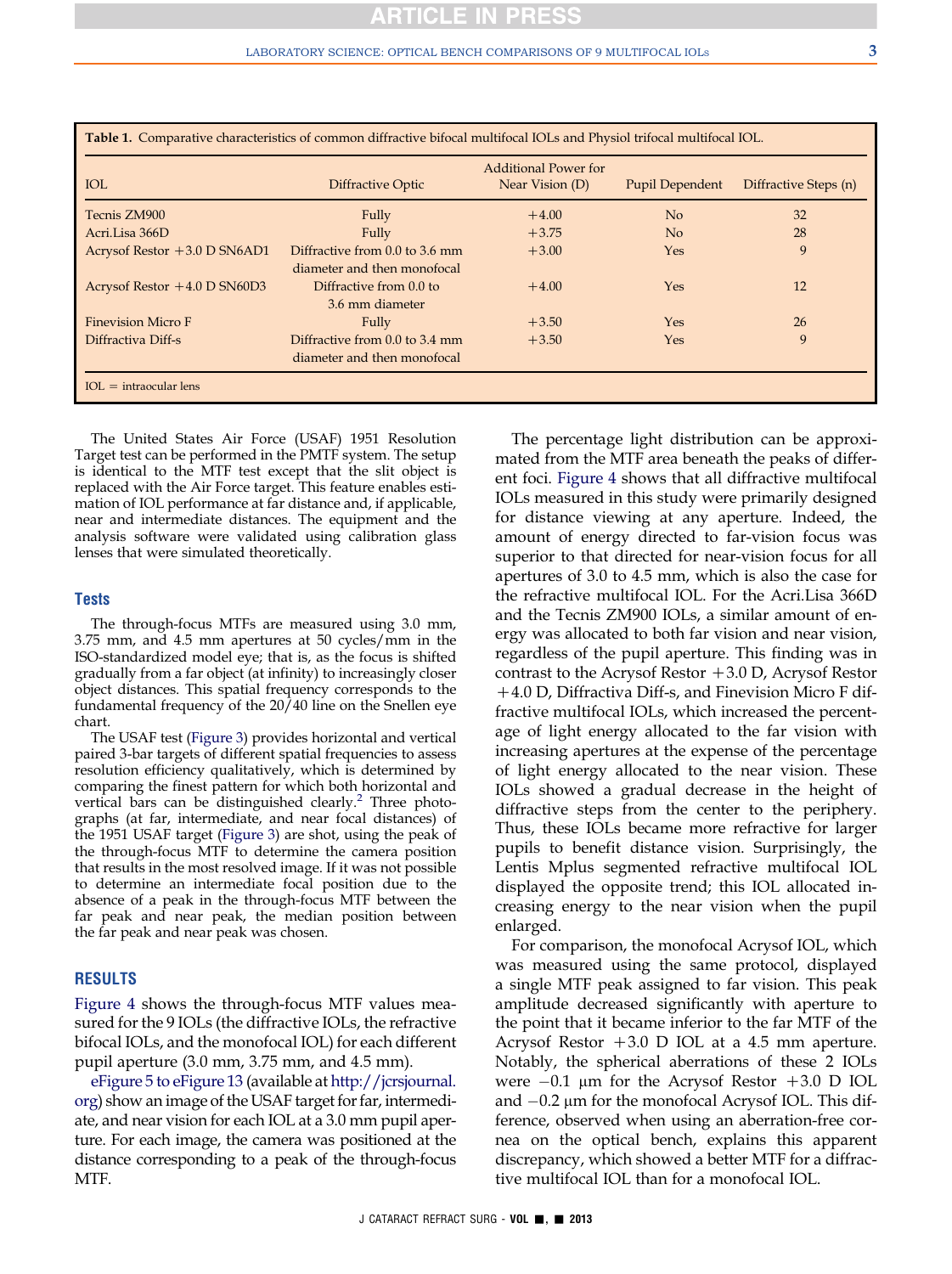**Table 1.** Comparative characteristics of common diffractive bifocal multifocal IOLs and Physiol trifocal multifocal IOL.

| IOL | Diffractive Optic | Additional Power for Near Vision (D) | Pupil Dependent | Diffractive Steps (n) |
|---|---|---|---|---|
| Tecnis ZM900 | Fully | +4.00 | No | 32 |
| Acri.Lisa 366D | Fully | +3.75 | No | 28 |
| Acrysof Restor +3.0 D SN6AD1 | Diffractive from 0.0 to 3.6 mm diameter and then monofocal | +3.00 | Yes | 9 |
| Acrysof Restor +4.0 D SN60D3 | Diffractive from 0.0 to 3.6 mm diameter | +4.00 | Yes | 12 |
| Finevision Micro F | Fully | +3.50 | Yes | 26 |
| Diffractiva Diff-s | Diffractive from 0.0 to 3.4 mm diameter and then monofocal | +3.50 | Yes | 9 |

IOL = intraocular lens

The United States Air Force (USAF) 1951 Resolution Target test can be performed in the PMTF system. The setup is identical to the MTF test except that the slit object is replaced with the Air Force target. This feature enables estimation of IOL performance at far distance and, if applicable, near and intermediate distances. The equipment and the analysis software were validated using calibration glass lenses that were simulated theoretically.

### Tests

The through-focus MTFs are measured using 3.0 mm, 3.75 mm, and 4.5 mm apertures at 50 cycles/mm in the ISO-standardized model eye; that is, as the focus is shifted gradually from a far object (at infinity) to increasingly closer object distances. This spatial frequency corresponds to the fundamental frequency of the 20/40 line on the Snellen eye chart.

The USAF test (Figure 3) provides horizontal and vertical paired 3-bar targets of different spatial frequencies to assess resolution efficiency qualitatively, which is determined by comparing the finest pattern for which both horizontal and vertical bars can be distinguished clearly.[2] Three photographs (at far, intermediate, and near focal distances) of the 1951 USAF target (Figure 3) are shot, using the peak of the through-focus MTF to determine the camera position that results in the most resolved image. If it was not possible to determine an intermediate focal position due to the absence of a peak in the through-focus MTF between the far peak and near peak, the median position between the far peak and near peak was chosen.

## RESULTS

Figure 4 shows the through-focus MTF values measured for the 9 IOLs (the diffractive IOLs, the refractive bifocal IOLs, and the monofocal IOL) for each different pupil aperture (3.0 mm, 3.75 mm, and 4.5 mm).

eFigure 5 to eFigure 13 (available at http://jcrsjournal.org) show an image of the USAF target for far, intermediate, and near vision for each IOL at a 3.0 mm pupil aperture. For each image, the camera was positioned at the distance corresponding to a peak of the through-focus MTF.

The percentage light distribution can be approximated from the MTF area beneath the peaks of different foci. Figure 4 shows that all diffractive multifocal IOLs measured in this study were primarily designed for distance viewing at any aperture. Indeed, the amount of energy directed to far-vision focus was superior to that directed for near-vision focus for all apertures of 3.0 to 4.5 mm, which is also the case for the refractive multifocal IOL. For the Acri.Lisa 366D and the Tecnis ZM900 IOLs, a similar amount of energy was allocated to both far vision and near vision, regardless of the pupil aperture. This finding was in contrast to the Acrysof Restor +3.0 D, Acrysof Restor +4.0 D, Diffractiva Diff-s, and Finevision Micro F diffractive multifocal IOLs, which increased the percentage of light energy allocated to the far vision with increasing apertures at the expense of the percentage of light energy allocated to the near vision. These IOLs showed a gradual decrease in the height of diffractive steps from the center to the periphery. Thus, these IOLs became more refractive for larger pupils to benefit distance vision. Surprisingly, the Lentis Mplus segmented refractive multifocal IOL displayed the opposite trend; this IOL allocated increasing energy to the near vision when the pupil enlarged.

For comparison, the monofocal Acrysof IOL, which was measured using the same protocol, displayed a single MTF peak assigned to far vision. This peak amplitude decreased significantly with aperture to the point that it became inferior to the far MTF of the Acrysof Restor +3.0 D IOL at a 4.5 mm aperture. Notably, the spherical aberrations of these 2 IOLs were −0.1 μm for the Acrysof Restor +3.0 D IOL and −0.2 μm for the monofocal Acrysof IOL. This difference, observed when using an aberration-free cornea on the optical bench, explains this apparent discrepancy, which showed a better MTF for a diffractive multifocal IOL than for a monofocal IOL.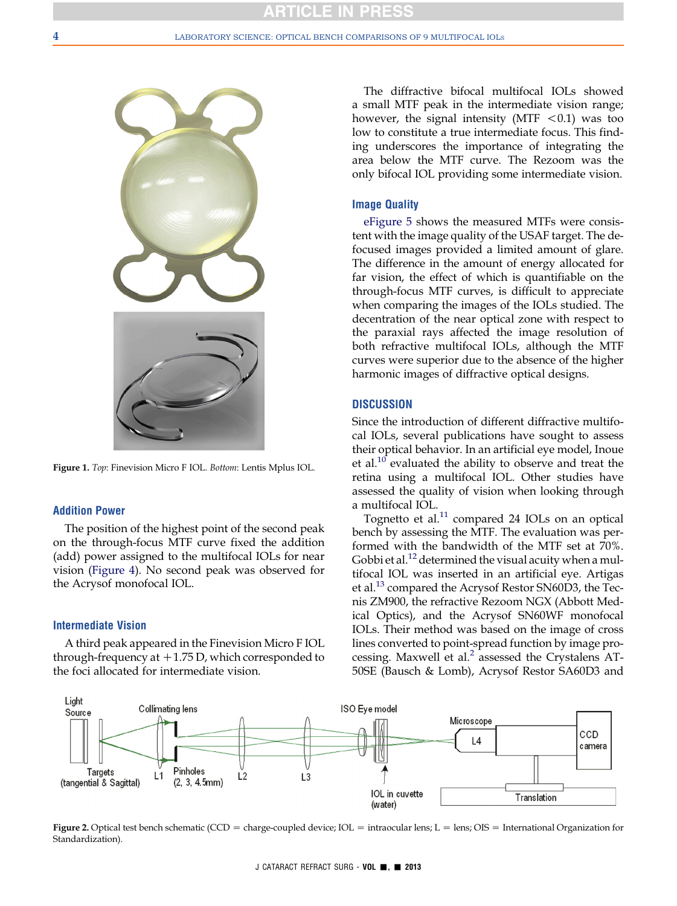Figure 1. *Top*: Finevision Micro F IOL. *Bottom*: Lentis Mplus IOL.

### Addition Power

The position of the highest point of the second peak on the through-focus MTF curve fixed the addition (add) power assigned to the multifocal IOLs for near vision (Figure 4). No second peak was observed for the Acrysof monofocal IOL.

### Intermediate Vision

A third peak appeared in the Finevision Micro F IOL through-frequency at +1.75 D, which corresponded to the foci allocated for intermediate vision.

The diffractive bifocal multifocal IOLs showed a small MTF peak in the intermediate vision range; however, the signal intensity (MTF <0.1) was too low to constitute a true intermediate focus. This finding underscores the importance of integrating the area below the MTF curve. The Rezoom was the only bifocal IOL providing some intermediate vision.

### Image Quality

eFigure 5 shows the measured MTFs were consistent with the image quality of the USAF target. The defocused images provided a limited amount of glare. The difference in the amount of energy allocated for far vision, the effect of which is quantifiable on the through-focus MTF curves, is difficult to appreciate when comparing the images of the IOLs studied. The decentration of the near optical zone with respect to the paraxial rays affected the image resolution of both refractive multifocal IOLs, although the MTF curves were superior due to the absence of the higher harmonic images of diffractive optical designs.

## DISCUSSION

Since the introduction of different diffractive multifocal IOLs, several publications have sought to assess their optical behavior. In an artificial eye model, Inoue et al.[10] evaluated the ability to observe and treat the retina using a multifocal IOL. Other studies have assessed the quality of vision when looking through a multifocal IOL.

Tognetto et al.[11] compared 24 IOLs on an optical bench by assessing the MTF. The evaluation was performed with the bandwidth of the MTF set at 70%. Gobbi et al.[12] determined the visual acuity when a multifocal IOL was inserted in an artificial eye. Artigas et al.[13] compared the Acrysof Restor SN60D3, the Tecnis ZM900, the refractive Rezoom NGX (Abbott Medical Optics), and the Acrysof SN60WF monofocal IOLs. Their method was based on the image of cross lines converted to point-spread function by image processing. Maxwell et al.[2] assessed the Crystalens AT-50SE (Bausch & Lomb), Acrysof Restor SA60D3 and

Figure 2. Optical test bench schematic (CCD = charge-coupled device; IOL = intraocular lens; L = lens; OIS = International Organization for Standardization).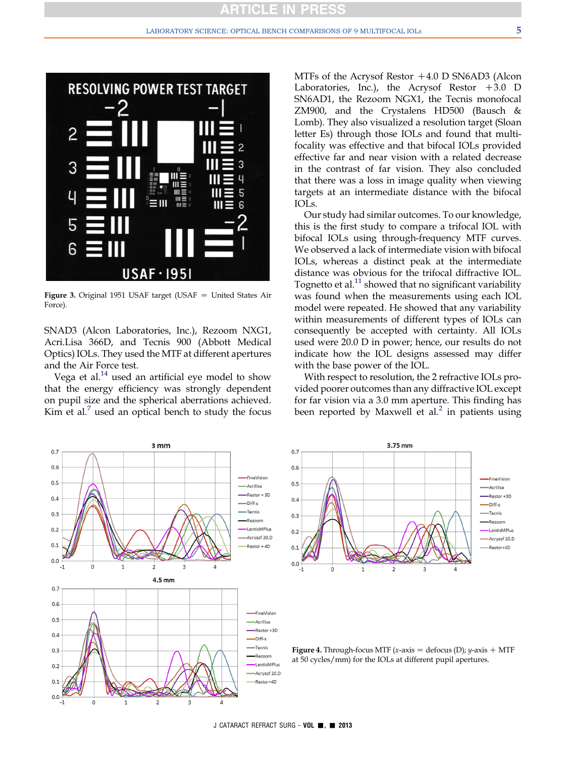Figure 3. Original 1951 USAF target (USAF = United States Air Force).

SNAD3 (Alcon Laboratories, Inc.), Rezoom NXG1, Acri.Lisa 366D, and Tecnis 900 (Abbott Medical Optics) IOLs. They used the MTF at different apertures and the Air Force test.

Vega et al.[14] used an artificial eye model to show that the energy efficiency was strongly dependent on pupil size and the spherical aberrations achieved. Kim et al.[7] used an optical bench to study the focus MTFs of the Acrysof Restor +4.0 D SN6AD3 (Alcon Laboratories, Inc.), the Acrysof Restor +3.0 D SN6AD1, the Rezoom NGX1, the Tecnis monofocal ZM900, and the Crystalens HD500 (Bausch & Lomb). They also visualized a resolution target (Sloan letter Es) through those IOLs and found that multifocality was effective and that bifocal IOLs provided effective far and near vision with a related decrease in the contrast of far vision. They also concluded that there was a loss in image quality when viewing targets at an intermediate distance with the bifocal IOLs.

Our study had similar outcomes. To our knowledge, this is the first study to compare a trifocal IOL with bifocal IOLs using through-frequency MTF curves. We observed a lack of intermediate vision with bifocal IOLs, whereas a distinct peak at the intermediate distance was obvious for the trifocal diffractive IOL. Tognetto et al.[11] showed that no significant variability was found when the measurements using each IOL model were repeated. He showed that any variability within measurements of different types of IOLs can consequently be accepted with certainty. All IOLs used were 20.0 D in power; hence, our results do not indicate how the IOL designs assessed may differ with the base power of the IOL.

With respect to resolution, the 2 refractive IOLs provided poorer outcomes than any diffractive IOL except for far vision via a 3.0 mm aperture. This finding has been reported by Maxwell et al.[2] in patients using

Figure 4. Through-focus MTF (x-axis = defocus (D); y-axis + MTF at 50 cycles/mm) for the IOLs at different pupil apertures.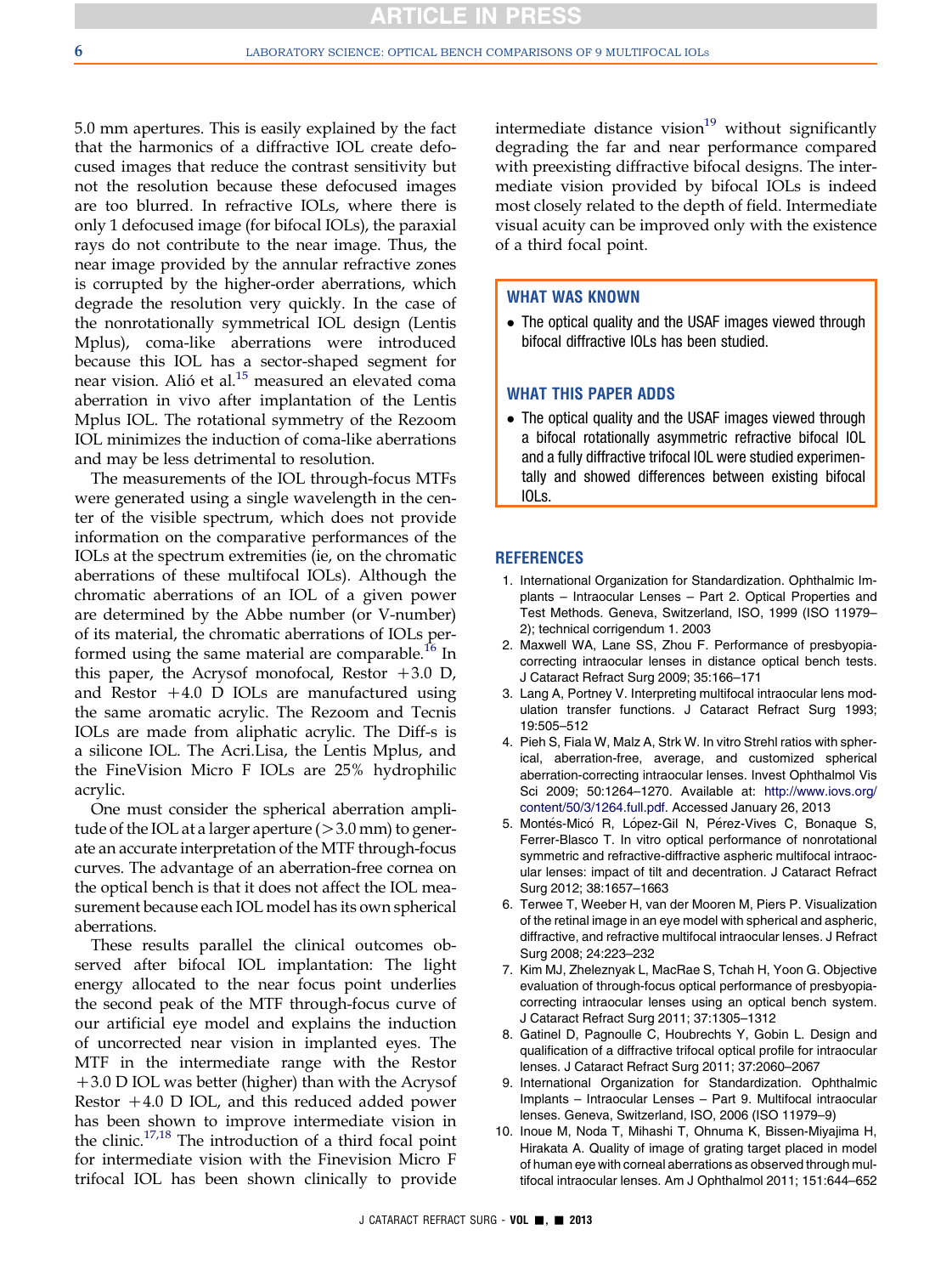5.0 mm apertures. This is easily explained by the fact that the harmonics of a diffractive IOL create defocused images that reduce the contrast sensitivity but not the resolution because these defocused images are too blurred. In refractive IOLs, where there is only 1 defocused image (for bifocal IOLs), the paraxial rays do not contribute to the near image. Thus, the near image provided by the annular refractive zones is corrupted by the higher-order aberrations, which degrade the resolution very quickly. In the case of the nonrotationally symmetrical IOL design (Lentis Mplus), coma-like aberrations were introduced because this IOL has a sector-shaped segment for near vision. Alió et al.[15] measured an elevated coma aberration in vivo after implantation of the Lentis Mplus IOL. The rotational symmetry of the Rezoom IOL minimizes the induction of coma-like aberrations and may be less detrimental to resolution.

The measurements of the IOL through-focus MTFs were generated using a single wavelength in the center of the visible spectrum, which does not provide information on the comparative performances of the IOLs at the spectrum extremities (ie, on the chromatic aberrations of these multifocal IOLs). Although the chromatic aberrations of an IOL of a given power are determined by the Abbe number (or V-number) of its material, the chromatic aberrations of IOLs performed using the same material are comparable.[16] In this paper, the Acrysof monofocal, Restor +3.0 D, and Restor +4.0 D IOLs are manufactured using the same aromatic acrylic. The Rezoom and Tecnis IOLs are made from aliphatic acrylic. The Diff-s is a silicone IOL. The Acri.Lisa, the Lentis Mplus, and the FineVision Micro F IOLs are 25% hydrophilic acrylic.

One must consider the spherical aberration amplitude of the IOL at a larger aperture (>3.0 mm) to generate an accurate interpretation of the MTF through-focus curves. The advantage of an aberration-free cornea on the optical bench is that it does not affect the IOL measurement because each IOL model has its own spherical aberrations.

These results parallel the clinical outcomes observed after bifocal IOL implantation: The light energy allocated to the near focus point underlies the second peak of the MTF through-focus curve of our artificial eye model and explains the induction of uncorrected near vision in implanted eyes. The MTF in the intermediate range with the Restor +3.0 D IOL was better (higher) than with the Acrysof Restor +4.0 D IOL, and this reduced added power has been shown to improve intermediate vision in the clinic.[17,18] The introduction of a third focal point for intermediate vision with the Finevision Micro F trifocal IOL has been shown clinically to provide intermediate distance vision[19] without significantly degrading the far and near performance compared with preexisting diffractive bifocal designs. The intermediate vision provided by bifocal IOLs is indeed most closely related to the depth of field. Intermediate visual acuity can be improved only with the existence of a third focal point.

### WHAT WAS KNOWN

- The optical quality and the USAF images viewed through bifocal diffractive IOLs has been studied.

### WHAT THIS PAPER ADDS

- The optical quality and the USAF images viewed through a bifocal rotationally asymmetric refractive bifocal IOL and a fully diffractive trifocal IOL were studied experimentally and showed differences between existing bifocal IOLs.

## REFERENCES

1. International Organization for Standardization. Ophthalmic Implants – Intraocular Lenses – Part 2. Optical Properties and Test Methods. Geneva, Switzerland, ISO, 1999 (ISO 11979–2); technical corrigendum 1. 2003
2. Maxwell WA, Lane SS, Zhou F. Performance of presbyopia-correcting intraocular lenses in distance optical bench tests. J Cataract Refract Surg 2009; 35:166–171
3. Lang A, Portney V. Interpreting multifocal intraocular lens modulation transfer functions. J Cataract Refract Surg 1993; 19:505–512
4. Pieh S, Fiala W, Malz A, Strk W. In vitro Strehl ratios with spherical, aberration-free, average, and customized spherical aberration-correcting intraocular lenses. Invest Ophthalmol Vis Sci 2009; 50:1264–1270. Available at: http://www.iovs.org/content/50/3/1264.full.pdf. Accessed January 26, 2013
5. Montés-Micó R, López-Gil N, Pérez-Vives C, Bonaque S, Ferrer-Blasco T. In vitro optical performance of nonrotational symmetric and refractive-diffractive aspheric multifocal intraocular lenses: impact of tilt and decentration. J Cataract Refract Surg 2012; 38:1657–1663
6. Terwee T, Weeber H, van der Mooren M, Piers P. Visualization of the retinal image in an eye model with spherical and aspheric, diffractive, and refractive multifocal intraocular lenses. J Refract Surg 2008; 24:223–232
7. Kim MJ, Zheleznyak L, MacRae S, Tchah H, Yoon G. Objective evaluation of through-focus optical performance of presbyopia-correcting intraocular lenses using an optical bench system. J Cataract Refract Surg 2011; 37:1305–1312
8. Gatinel D, Pagnoulle C, Houbrechts Y, Gobin L. Design and qualification of a diffractive trifocal optical profile for intraocular lenses. J Cataract Refract Surg 2011; 37:2060–2067
9. International Organization for Standardization. Ophthalmic Implants – Intraocular Lenses – Part 9. Multifocal intraocular lenses. Geneva, Switzerland, ISO, 2006 (ISO 11979–9)
10. Inoue M, Noda T, Mihashi T, Ohnuma K, Bissen-Miyajima H, Hirakata A. Quality of image of grating target placed in model of human eye with corneal aberrations as observed through multifocal intraocular lenses. Am J Ophthalmol 2011; 151:644–652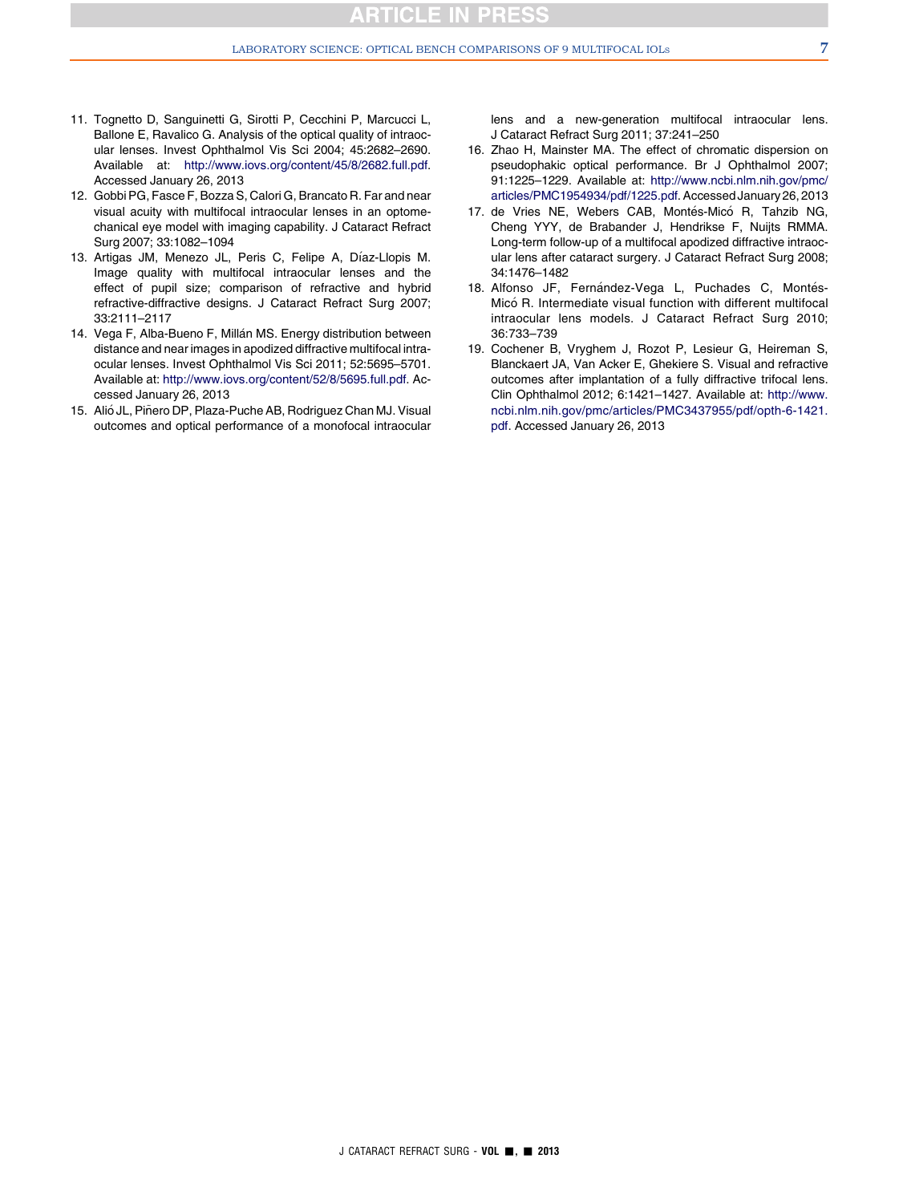11. Tognetto D, Sanguinetti G, Sirotti P, Cecchini P, Marcucci L, Ballone E, Ravalico G. Analysis of the optical quality of intraocular lenses. Invest Ophthalmol Vis Sci 2004; 45:2682–2690. Available at: http://www.iovs.org/content/45/8/2682.full.pdf. Accessed January 26, 2013
12. Gobbi PG, Fasce F, Bozza S, Calori G, Brancato R. Far and near visual acuity with multifocal intraocular lenses in an optomechanical eye model with imaging capability. J Cataract Refract Surg 2007; 33:1082–1094
13. Artigas JM, Menezo JL, Peris C, Felipe A, Díaz-Llopis M. Image quality with multifocal intraocular lenses and the effect of pupil size; comparison of refractive and hybrid refractive-diffractive designs. J Cataract Refract Surg 2007; 33:2111–2117
14. Vega F, Alba-Bueno F, Millán MS. Energy distribution between distance and near images in apodized diffractive multifocal intraocular lenses. Invest Ophthalmol Vis Sci 2011; 52:5695–5701. Available at: http://www.iovs.org/content/52/8/5695.full.pdf. Accessed January 26, 2013
15. Alió JL, Piñero DP, Plaza-Puche AB, Rodriguez Chan MJ. Visual outcomes and optical performance of a monofocal intraocular lens and a new-generation multifocal intraocular lens. J Cataract Refract Surg 2011; 37:241–250
16. Zhao H, Mainster MA. The effect of chromatic dispersion on pseudophakic optical performance. Br J Ophthalmol 2007; 91:1225–1229. Available at: http://www.ncbi.nlm.nih.gov/pmc/articles/PMC1954934/pdf/1225.pdf. Accessed January 26, 2013
17. de Vries NE, Webers CAB, Montés-Micó R, Tahzib NG, Cheng YYY, de Brabander J, Hendrikse F, Nuijts RMMA. Long-term follow-up of a multifocal apodized diffractive intraocular lens after cataract surgery. J Cataract Refract Surg 2008; 34:1476–1482
18. Alfonso JF, Fernández-Vega L, Puchades C, Montés-Micó R. Intermediate visual function with different multifocal intraocular lens models. J Cataract Refract Surg 2010; 36:733–739
19. Cochener B, Vryghem J, Rozot P, Lesieur G, Heireman S, Blanckaert JA, Van Acker E, Ghekiere S. Visual and refractive outcomes after implantation of a fully diffractive trifocal lens. Clin Ophthalmol 2012; 6:1421–1427. Available at: http://www.ncbi.nlm.nih.gov/pmc/articles/PMC3437955/pdf/opth-6-1421.pdf. Accessed January 26, 2013